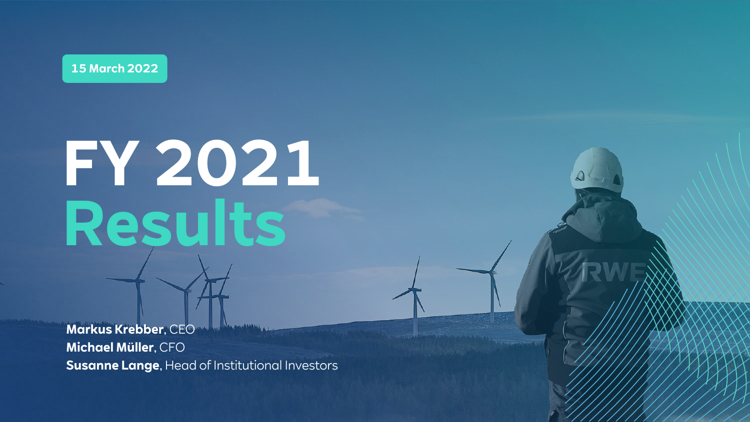15 March 2022

# FY 2021 Results

**Markus Krebber**, CEO
**Michael Müller**, CFO
**Susanne Lange**, Head of Institutional Investors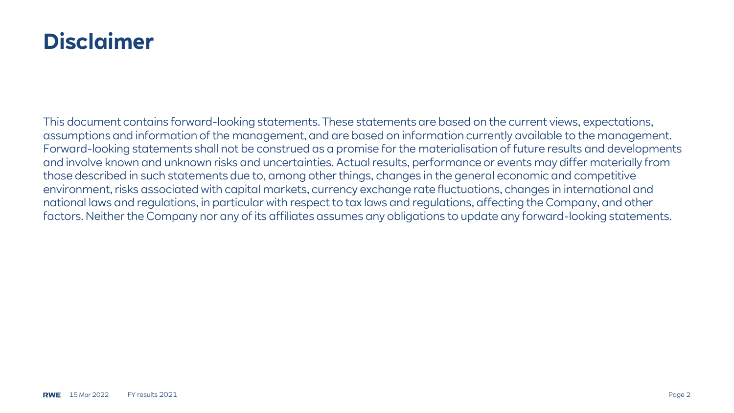# Disclaimer

This document contains forward-looking statements. These statements are based on the current views, expectations, assumptions and information of the management, and are based on information currently available to the management. Forward-looking statements shall not be construed as a promise for the materialisation of future results and developments and involve known and unknown risks and uncertainties. Actual results, performance or events may differ materially from those described in such statements due to, among other things, changes in the general economic and competitive environment, risks associated with capital markets, currency exchange rate fluctuations, changes in international and national laws and regulations, in particular with respect to tax laws and regulations, affecting the Company, and other factors. Neither the Company nor any of its affiliates assumes any obligations to update any forward-looking statements.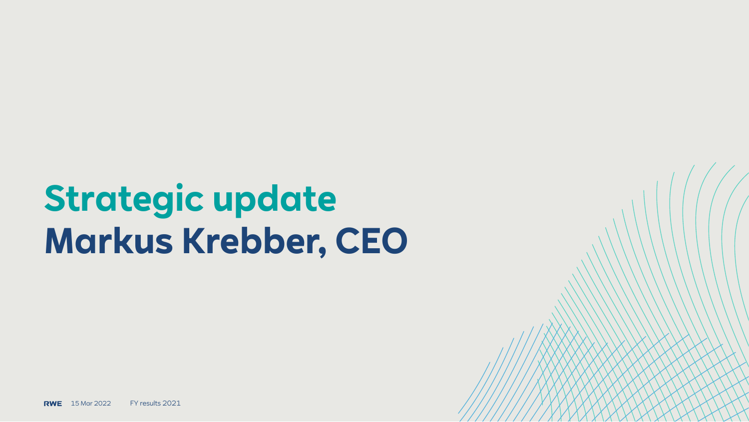# Strategic update

## Markus Krebber, CEO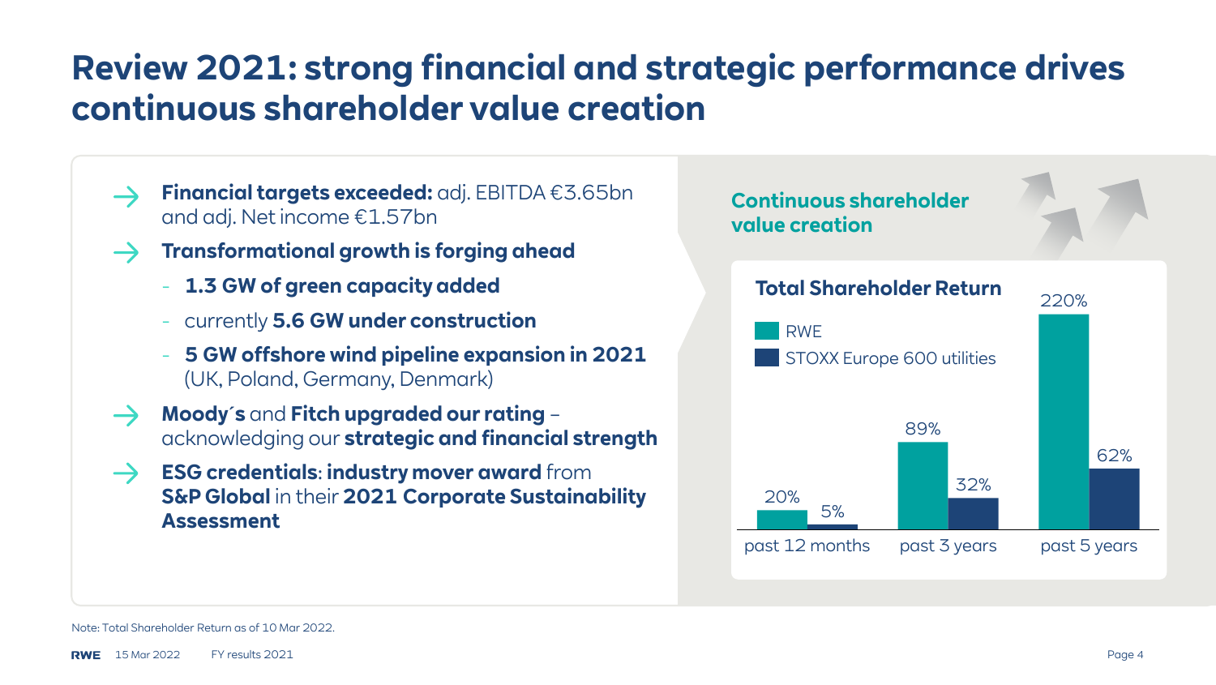# Review 2021: strong financial and strategic performance drives continuous shareholder value creation

- **Financial targets exceeded:** adj. EBITDA €3.65bn and adj. Net income €1.57bn
- **Transformational growth is forging ahead**
  - **1.3 GW of green capacity added**
  - currently **5.6 GW under construction**
  - **5 GW offshore wind pipeline expansion in 2021** (UK, Poland, Germany, Denmark)
- **Moody´s** and **Fitch upgraded our rating** – acknowledging our **strategic and financial strength**
- **ESG credentials**: **industry mover award** from **S&P Global** in their **2021 Corporate Sustainability Assessment**

## Continuous shareholder value creation

### Total Shareholder Return

| | RWE | STOXX Europe 600 utilities |
|---|---|---|
| past 12 months | 20% | 5% |
| past 3 years | 89% | 32% |
| past 5 years | 220% | 62% |

Note: Total Shareholder Return as of 10 Mar 2022.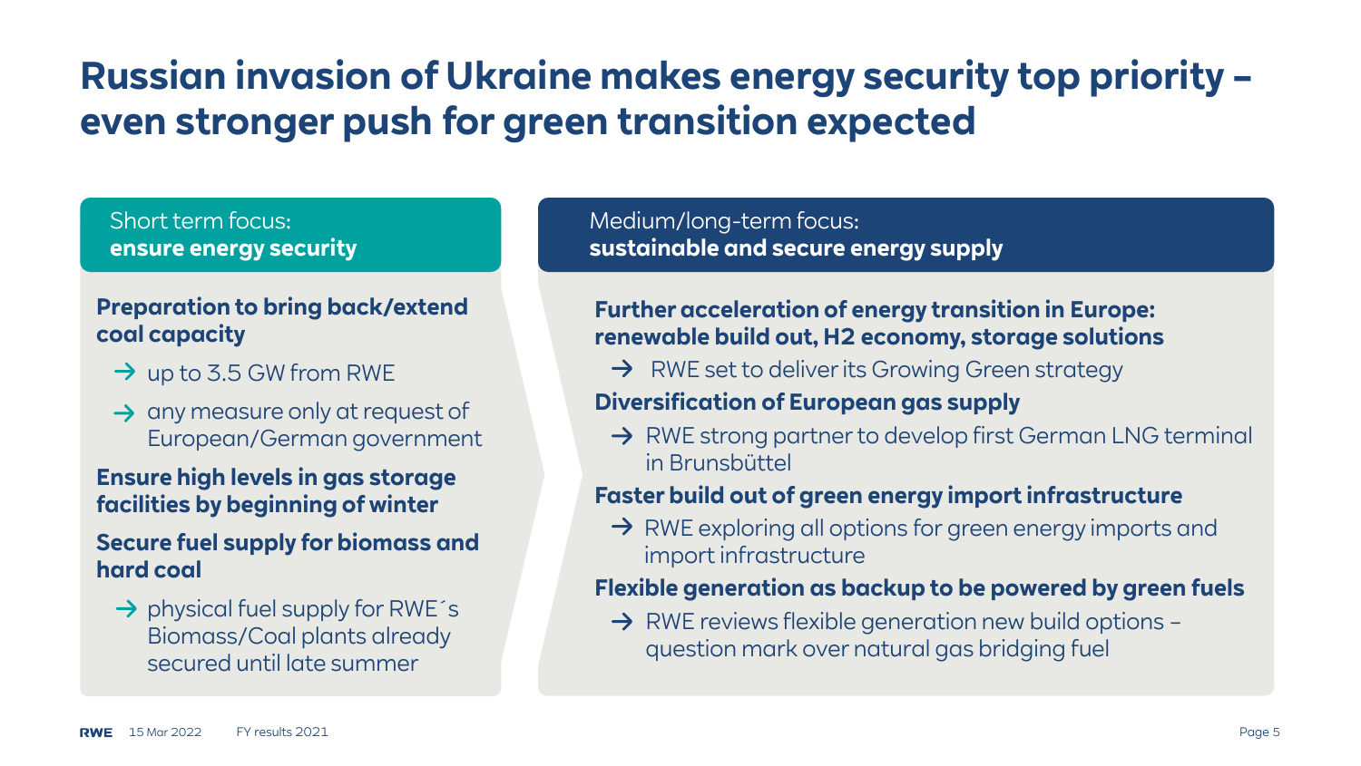# Russian invasion of Ukraine makes energy security top priority – even stronger push for green transition expected

## Short term focus: **ensure energy security**

**Preparation to bring back/extend coal capacity**

- → up to 3.5 GW from RWE
- → any measure only at request of European/German government

**Ensure high levels in gas storage facilities by beginning of winter**

**Secure fuel supply for biomass and hard coal**

- → physical fuel supply for RWE´s Biomass/Coal plants already secured until late summer

## Medium/long-term focus: **sustainable and secure energy supply**

**Further acceleration of energy transition in Europe: renewable build out, H2 economy, storage solutions**

- → RWE set to deliver its Growing Green strategy

**Diversification of European gas supply**

- → RWE strong partner to develop first German LNG terminal in Brunsbüttel

**Faster build out of green energy import infrastructure**

- → RWE exploring all options for green energy imports and import infrastructure

**Flexible generation as backup to be powered by green fuels**

- → RWE reviews flexible generation new build options – question mark over natural gas bridging fuel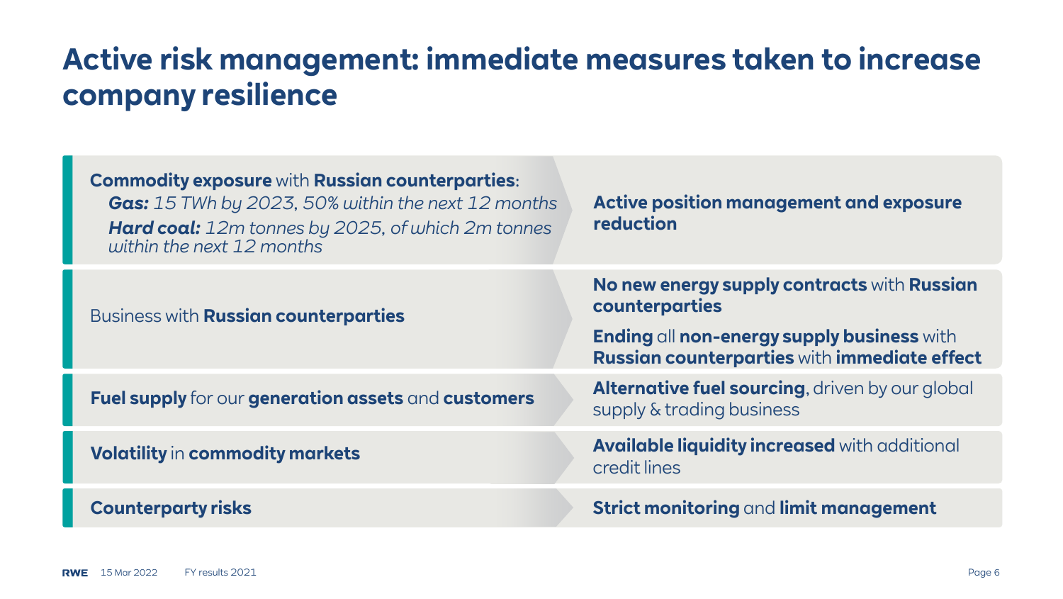# Active risk management: immediate measures taken to increase company resilience

| Risk | Measure |
| --- | --- |
| **Commodity exposure** with **Russian counterparties**:<br>***Gas:*** *15 TWh by 2023, 50% within the next 12 months*<br>***Hard coal:*** *12m tonnes by 2025, of which 2m tonnes within the next 12 months* | **Active position management and exposure reduction** |
| Business with **Russian counterparties** | **No new energy supply contracts** with **Russian counterparties**<br>**Ending** all **non-energy supply business** with **Russian counterparties** with **immediate effect** |
| **Fuel supply** for our **generation assets** and **customers** | **Alternative fuel sourcing**, driven by our global supply & trading business |
| **Volatility** in **commodity markets** | **Available liquidity increased** with additional credit lines |
| **Counterparty risks** | **Strict monitoring** and **limit management** |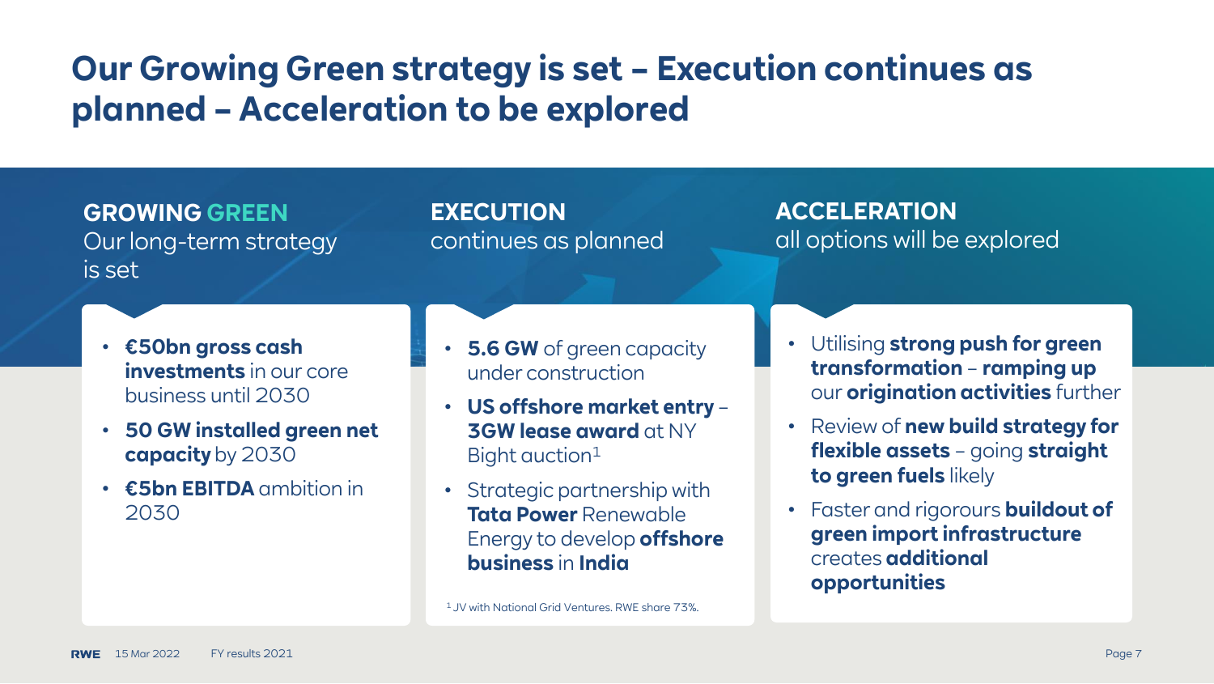# Our Growing Green strategy is set – Execution continues as planned – Acceleration to be explored

## GROWING GREEN
Our long-term strategy is set

- **€50bn gross cash investments** in our core business until 2030
- **50 GW installed green net capacity** by 2030
- **€5bn EBITDA** ambition in 2030

## EXECUTION
continues as planned

- **5.6 GW** of green capacity under construction
- **US offshore market entry** – **3GW lease award** at NY Bight auction[1]
- Strategic partnership with **Tata Power** Renewable Energy to develop **offshore business** in **India**

[1] JV with National Grid Ventures. RWE share 73%.

## ACCELERATION
all options will be explored

- Utilising **strong push for green transformation** – **ramping up** our **origination activities** further
- Review of **new build strategy for flexible assets** – going **straight to green fuels** likely
- Faster and rigorours **buildout of green import infrastructure** creates **additional opportunities**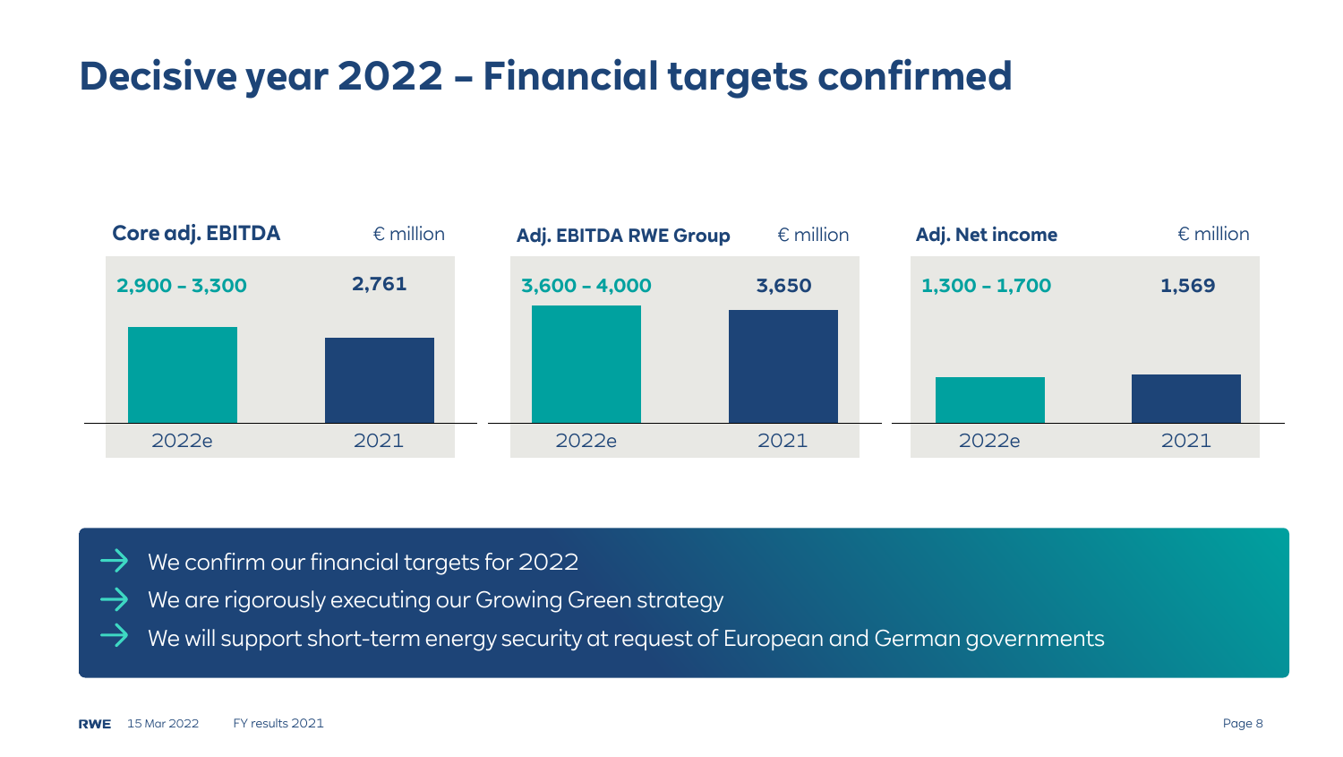# Decisive year 2022 – Financial targets confirmed

| Core adj. EBITDA (€ million) | |
|---|---|
| 2022e | 2021 |
| 2,900 – 3,300 | 2,761 |

| Adj. EBITDA RWE Group (€ million) | |
|---|---|
| 2022e | 2021 |
| 3,600 – 4,000 | 3,650 |

| Adj. Net income (€ million) | |
|---|---|
| 2022e | 2021 |
| 1,300 – 1,700 | 1,569 |

- → We confirm our financial targets for 2022
- → We are rigorously executing our Growing Green strategy
- → We will support short-term energy security at request of European and German governments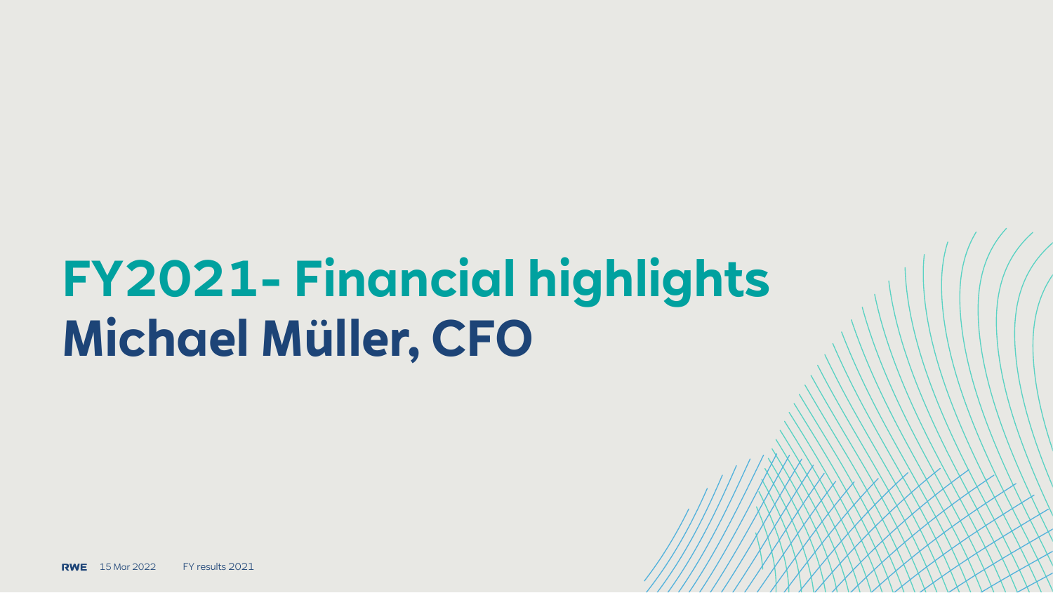# FY2021- Financial highlights
# Michael Müller, CFO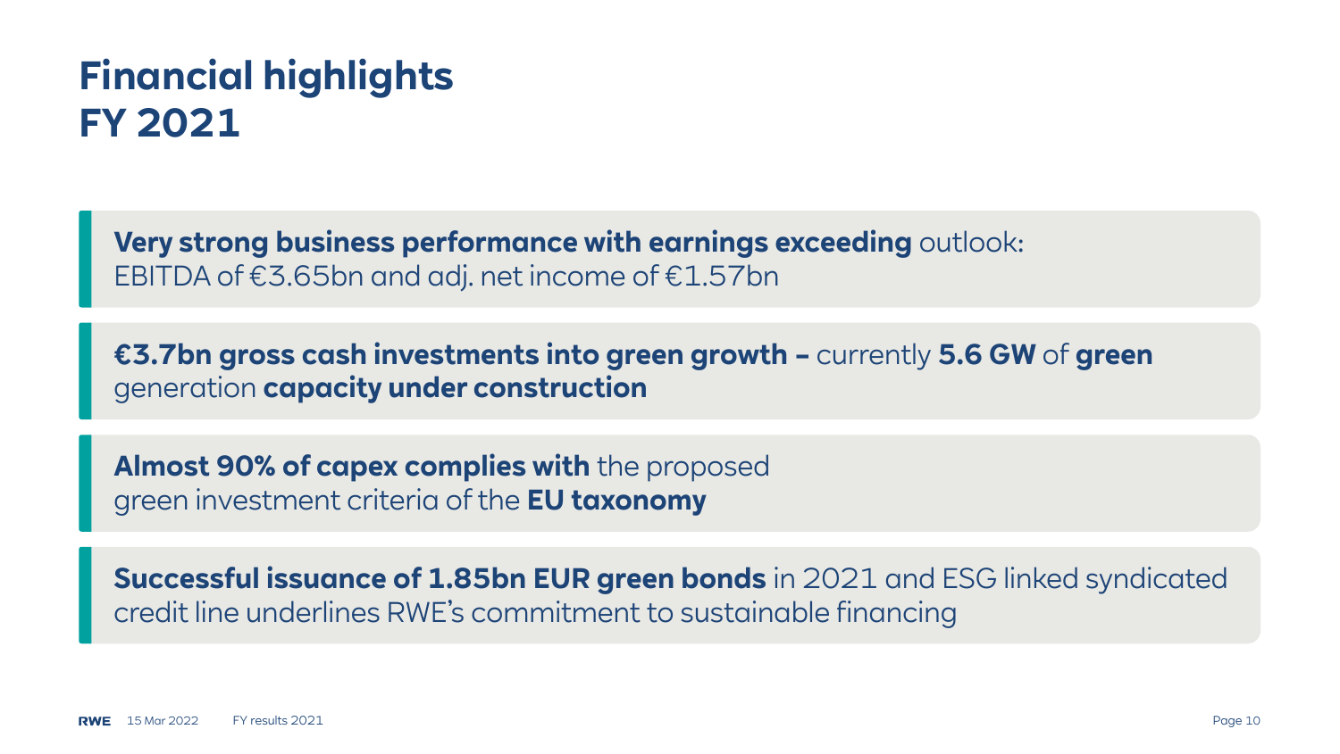# Financial highlights FY 2021

**Very strong business performance with earnings exceeding** outlook: EBITDA of €3.65bn and adj. net income of €1.57bn

**€3.7bn gross cash investments into green growth –** currently **5.6 GW** of **green** generation **capacity under construction**

**Almost 90% of capex complies with** the proposed green investment criteria of the **EU taxonomy**

**Successful issuance of 1.85bn EUR green bonds** in 2021 and ESG linked syndicated credit line underlines RWE's commitment to sustainable financing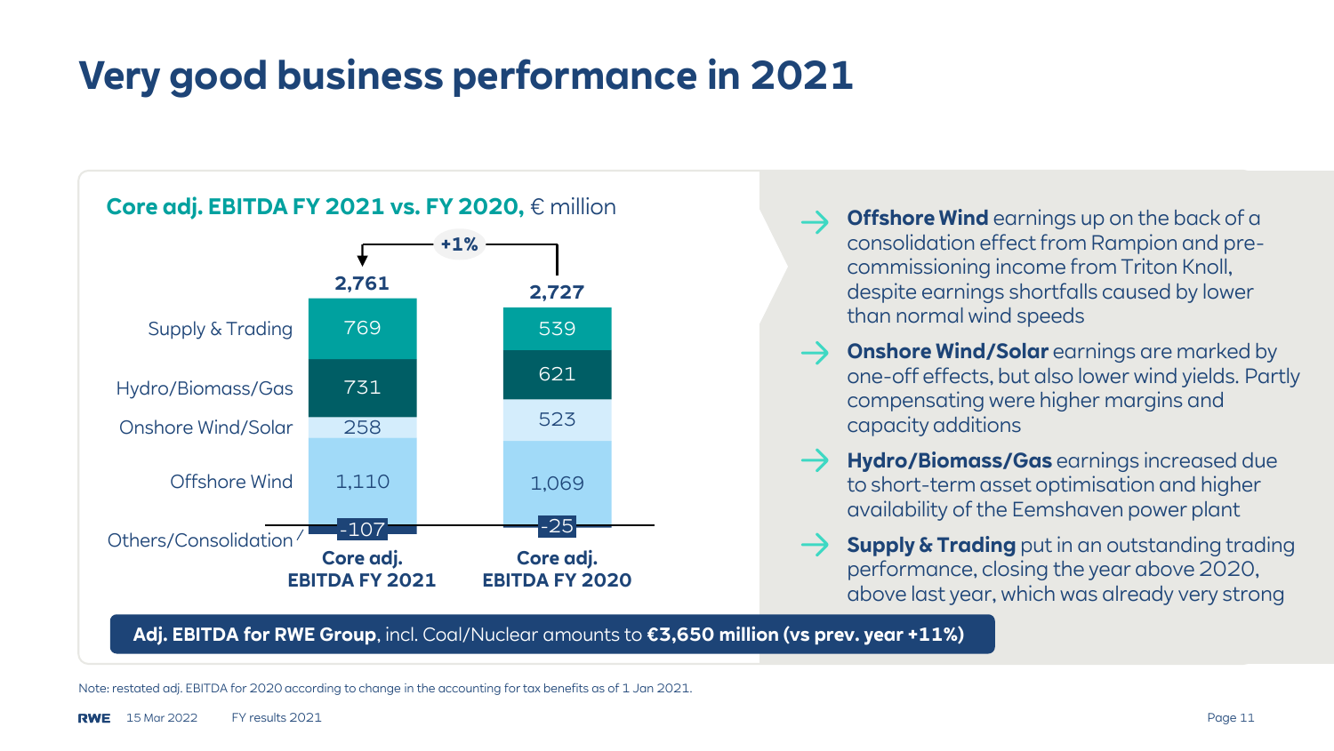# Very good business performance in 2021

**Core adj. EBITDA FY 2021 vs. FY 2020,** € million

+1%

| | Core adj. EBITDA FY 2021 | Core adj. EBITDA FY 2020 |
|---|---|---|
| Supply & Trading | 769 | 539 |
| Hydro/Biomass/Gas | 731 | 621 |
| Onshore Wind/Solar | 258 | 523 |
| Offshore Wind | 1,110 | 1,069 |
| Others/Consolidation | -107 | -25 |
| **Total** | **2,761** | **2,727** |

- **Offshore Wind** earnings up on the back of a consolidation effect from Rampion and pre-commissioning income from Triton Knoll, despite earnings shortfalls caused by lower than normal wind speeds
- **Onshore Wind/Solar** earnings are marked by one-off effects, but also lower wind yields. Partly compensating were higher margins and capacity additions
- **Hydro/Biomass/Gas** earnings increased due to short-term asset optimisation and higher availability of the Eemshaven power plant
- **Supply & Trading** put in an outstanding trading performance, closing the year above 2020, above last year, which was already very strong

**Adj. EBITDA for RWE Group**, incl. Coal/Nuclear amounts to **€3,650 million (vs prev. year +11%)**

Note: restated adj. EBITDA for 2020 according to change in the accounting for tax benefits as of 1 Jan 2021.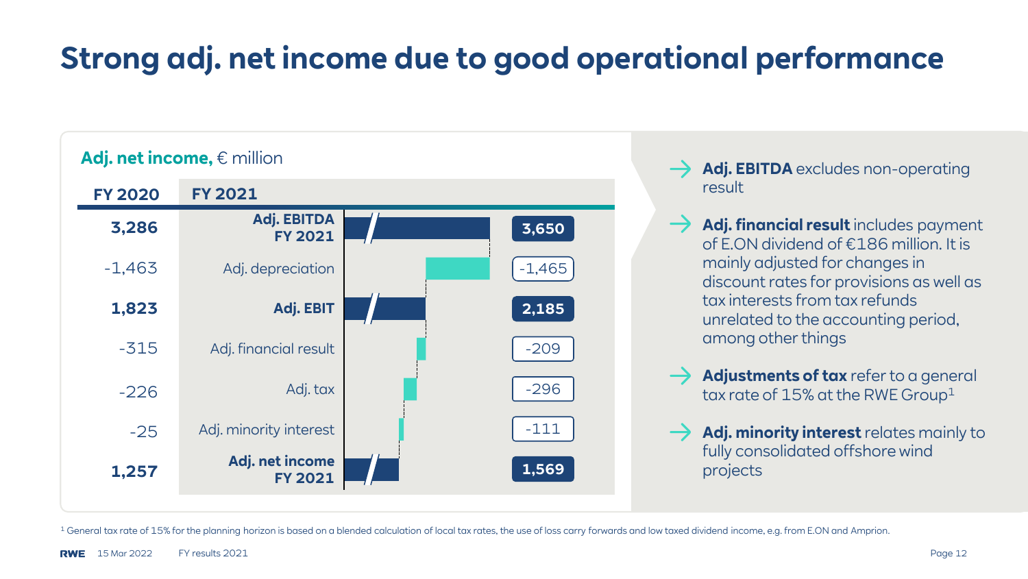# Strong adj. net income due to good operational performance

**Adj. net income,** € million

| FY 2020 | FY 2021 | |
|---|---|---|
| **3,286** | **Adj. EBITDA FY 2021** | **3,650** |
| -1,463 | Adj. depreciation | -1,465 |
| **1,823** | **Adj. EBIT** | **2,185** |
| -315 | Adj. financial result | -209 |
| -226 | Adj. tax | -296 |
| -25 | Adj. minority interest | -111 |
| **1,257** | **Adj. net income FY 2021** | **1,569** |

- **Adj. EBITDA** excludes non-operating result
- **Adj. financial result** includes payment of E.ON dividend of €186 million. It is mainly adjusted for changes in discount rates for provisions as well as tax interests from tax refunds unrelated to the accounting period, among other things
- **Adjustments of tax** refer to a general tax rate of 15% at the RWE Group[1]
- **Adj. minority interest** relates mainly to fully consolidated offshore wind projects

[1] General tax rate of 15% for the planning horizon is based on a blended calculation of local tax rates, the use of loss carry forwards and low taxed dividend income, e.g. from E.ON and Amprion.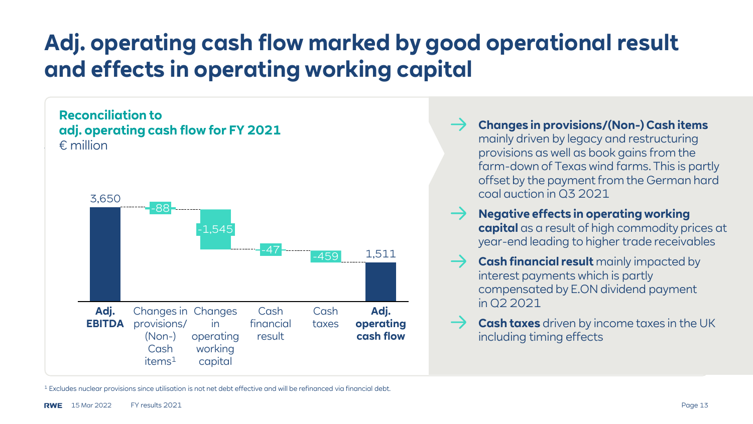# Adj. operating cash flow marked by good operational result and effects in operating working capital

**Reconciliation to adj. operating cash flow for FY 2021**
€ million

| Item | € million |
|---|---|
| **Adj. EBITDA** | 3,650 |
| Changes in provisions/(Non-) Cash items[1] | -88 |
| Changes in operating working capital | -1,545 |
| Cash financial result | -47 |
| Cash taxes | -459 |
| **Adj. operating cash flow** | 1,511 |

- **Changes in provisions/(Non-) Cash items** mainly driven by legacy and restructuring provisions as well as book gains from the farm-down of Texas wind farms. This is partly offset by the payment from the German hard coal auction in Q3 2021
- **Negative effects in operating working capital** as a result of high commodity prices at year-end leading to higher trade receivables
- **Cash financial result** mainly impacted by interest payments which is partly compensated by E.ON dividend payment in Q2 2021
- **Cash taxes** driven by income taxes in the UK including timing effects

[1] Excludes nuclear provisions since utilisation is not net debt effective and will be refinanced via financial debt.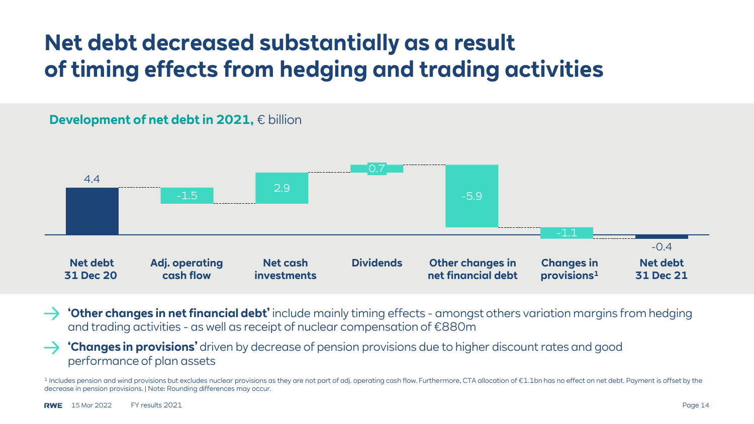# Net debt decreased substantially as a result of timing effects from hedging and trading activities

**Development of net debt in 2021,** € billion

| Net debt 31 Dec 20 | Adj. operating cash flow | Net cash investments | Dividends | Other changes in net financial debt | Changes in provisions[1] | Net debt 31 Dec 21 |
|---|---|---|---|---|---|---|
| 4.4 | -1.5 | 2.9 | 0.7 | -5.9 | -1.1 | -0.4 |

- **'Other changes in net financial debt'** include mainly timing effects - amongst others variation margins from hedging and trading activities - as well as receipt of nuclear compensation of €880m
- **'Changes in provisions'** driven by decrease of pension provisions due to higher discount rates and good performance of plan assets

[1] Includes pension and wind provisions but excludes nuclear provisions as they are not part of adj. operating cash flow. Furthermore, CTA allocation of €1.1bn has no effect on net debt. Payment is offset by the decrease in pension provisions. | Note: Rounding differences may occur.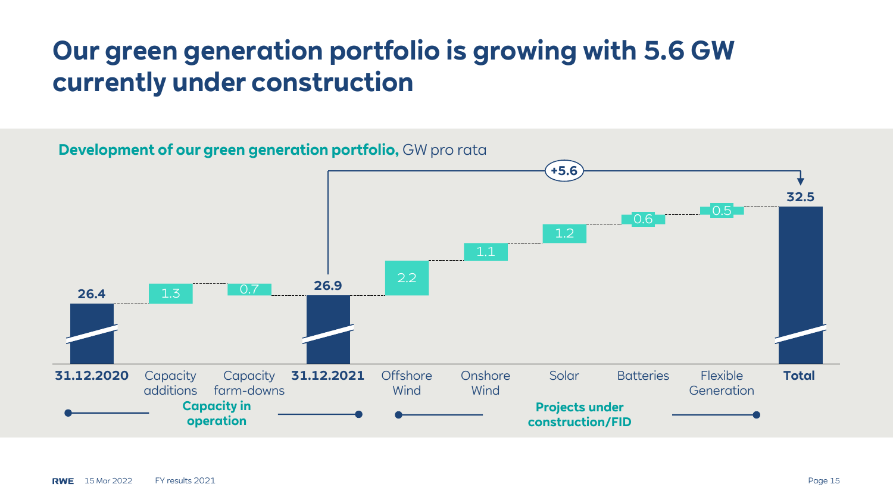# Our green generation portfolio is growing with 5.6 GW currently under construction

**Development of our green generation portfolio,** GW pro rata

| | 31.12.2020 | Capacity additions | Capacity farm-downs | 31.12.2021 | Offshore Wind | Onshore Wind | Solar | Batteries | Flexible Generation | Total |
|---|---|---|---|---|---|---|---|---|---|---|
| GW | 26.4 | 1.3 | 0.7 | 26.9 | 2.2 | 1.1 | 1.2 | 0.6 | 0.5 | 32.5 |

**Capacity in operation**: 31.12.2020 – 31.12.2021

**Projects under construction/FID**: Offshore Wind – Flexible Generation (+5.6)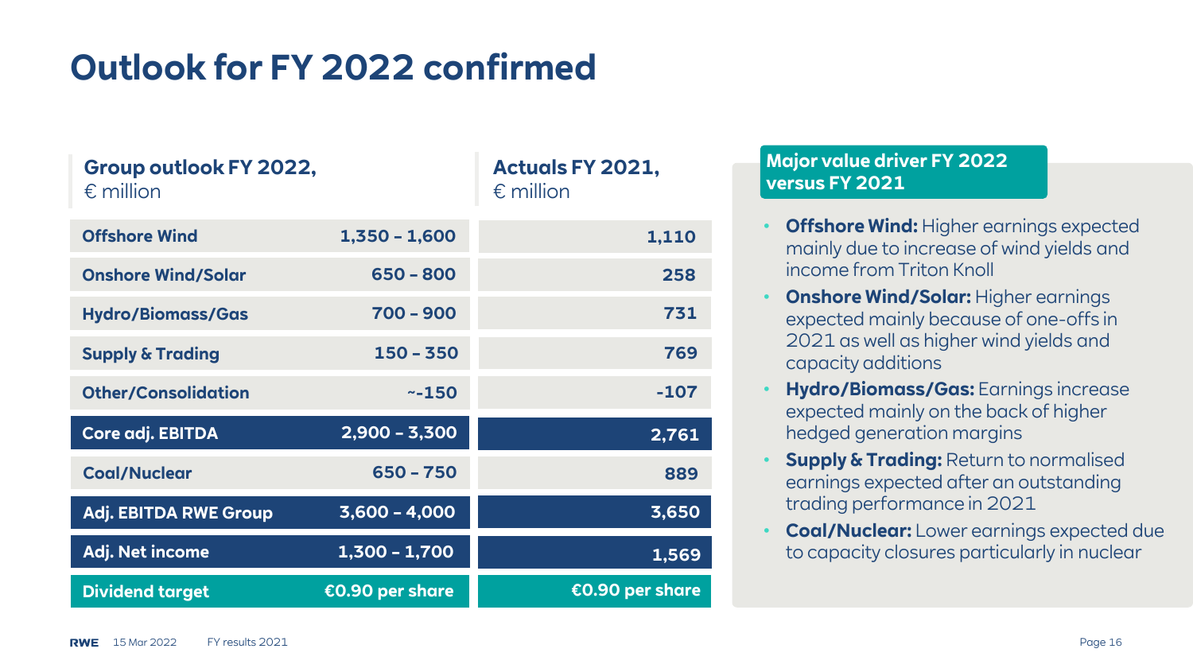# Outlook for FY 2022 confirmed

| | Group outlook FY 2022, € million | Actuals FY 2021, € million |
|---|---|---|
| Offshore Wind | 1,350 – 1,600 | 1,110 |
| Onshore Wind/Solar | 650 – 800 | 258 |
| Hydro/Biomass/Gas | 700 – 900 | 731 |
| Supply & Trading | 150 – 350 | 769 |
| Other/Consolidation | ~-150 | -107 |
| **Core adj. EBITDA** | **2,900 – 3,300** | **2,761** |
| Coal/Nuclear | 650 – 750 | 889 |
| **Adj. EBITDA RWE Group** | **3,600 – 4,000** | **3,650** |
| **Adj. Net income** | **1,300 – 1,700** | **1,569** |
| **Dividend target** | **€0.90 per share** | **€0.90 per share** |

## Major value driver FY 2022 versus FY 2021

- **Offshore Wind:** Higher earnings expected mainly due to increase of wind yields and income from Triton Knoll
- **Onshore Wind/Solar:** Higher earnings expected mainly because of one-offs in 2021 as well as higher wind yields and capacity additions
- **Hydro/Biomass/Gas:** Earnings increase expected mainly on the back of higher hedged generation margins
- **Supply & Trading:** Return to normalised earnings expected after an outstanding trading performance in 2021
- **Coal/Nuclear:** Lower earnings expected due to capacity closures particularly in nuclear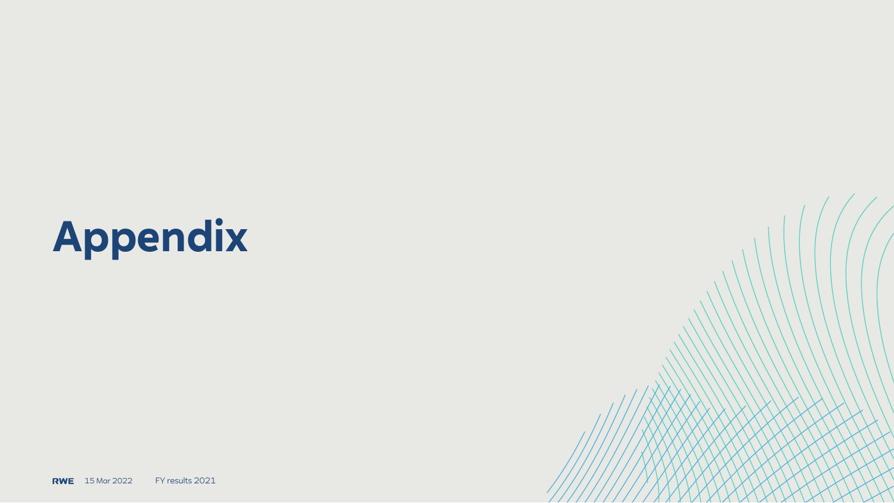# Appendix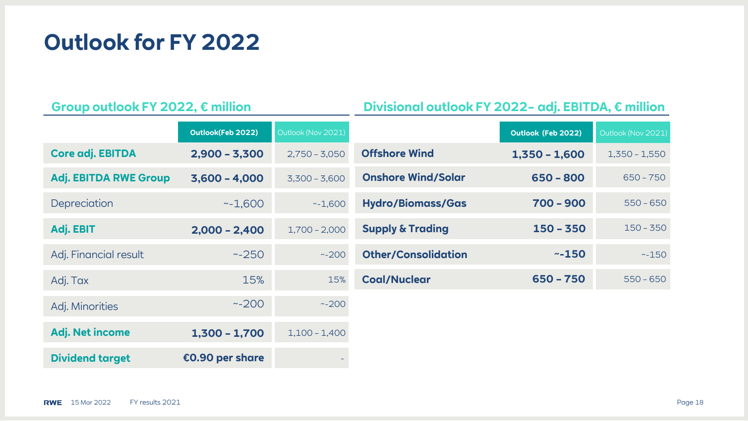# Outlook for FY 2022

## Group outlook FY 2022, € million

| | Outlook(Feb 2022) | Outlook (Nov 2021) |
|---|---|---|
| **Core adj. EBITDA** | **2,900 – 3,300** | 2,750 – 3,050 |
| **Adj. EBITDA RWE Group** | **3,600 – 4,000** | 3,300 – 3,600 |
| Depreciation | ~-1,600 | ~-1,600 |
| **Adj. EBIT** | **2,000 – 2,400** | 1,700 – 2,000 |
| Adj. Financial result | ~-250 | ~-200 |
| Adj. Tax | 15% | 15% |
| Adj. Minorities | ~-200 | ~-200 |
| **Adj. Net income** | **1,300 – 1,700** | 1,100 – 1,400 |
| **Dividend target** | **€0.90 per share** | - |

## Divisional outlook FY 2022– adj. EBITDA, € million

| | Outlook (Feb 2022) | Outlook (Nov 2021) |
|---|---|---|
| **Offshore Wind** | **1,350 – 1,600** | 1,350 – 1,550 |
| **Onshore Wind/Solar** | **650 – 800** | 650 – 750 |
| **Hydro/Biomass/Gas** | **700 – 900** | 550 – 650 |
| **Supply & Trading** | **150 – 350** | 150 – 350 |
| **Other/Consolidation** | **~-150** | ~-150 |
| **Coal/Nuclear** | **650 – 750** | 550 – 650 |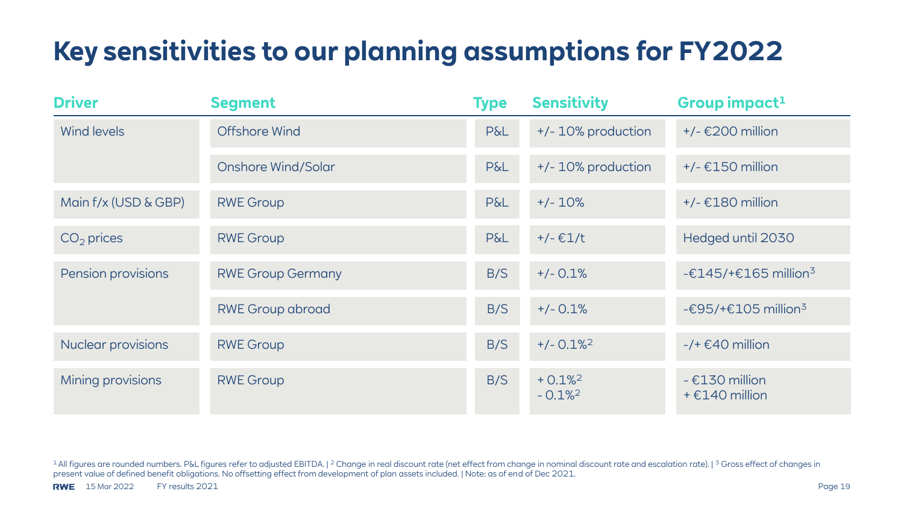# Key sensitivities to our planning assumptions for FY2022

| Driver | Segment | Type | Sensitivity | Group impact[1] |
|---|---|---|---|---|
| Wind levels | Offshore Wind | P&L | +/- 10% production | +/- €200 million |
| | Onshore Wind/Solar | P&L | +/- 10% production | +/- €150 million |
| Main f/x (USD & GBP) | RWE Group | P&L | +/- 10% | +/- €180 million |
| $CO_2$ prices | RWE Group | P&L | +/- €1/t | Hedged until 2030 |
| Pension provisions | RWE Group Germany | B/S | +/- 0.1% | -€145/+€165 million[3] |
| | RWE Group abroad | B/S | +/- 0.1% | -€95/+€105 million[3] |
| Nuclear provisions | RWE Group | B/S | +/- 0.1%[2] | -/+ €40 million |
| Mining provisions | RWE Group | B/S | + 0.1%[2]<br>- 0.1%[2] | - €130 million<br>+ €140 million |

[1] All figures are rounded numbers. P&L figures refer to adjusted EBITDA. | [2] Change in real discount rate (net effect from change in nominal discount rate and escalation rate). | [3] Gross effect of changes in present value of defined benefit obligations. No offsetting effect from development of plan assets included. | Note: as of end of Dec 2021.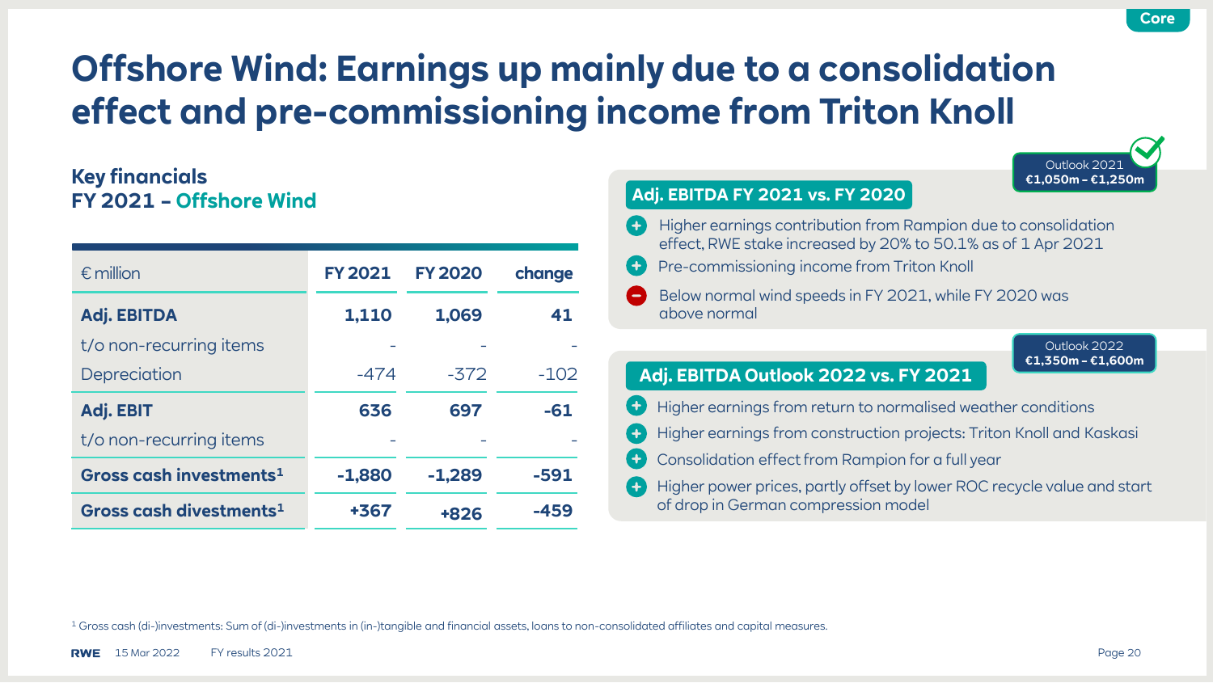Core

# Offshore Wind: Earnings up mainly due to a consolidation effect and pre-commissioning income from Triton Knoll

## Key financials FY 2021 – Offshore Wind

| € million | FY 2021 | FY 2020 | change |
|---|---|---|---|
| **Adj. EBITDA** | **1,110** | **1,069** | **41** |
| t/o non-recurring items | - | - | - |
| Depreciation | -474 | -372 | -102 |
| **Adj. EBIT** | **636** | **697** | **-61** |
| t/o non-recurring items | - | - | - |
| **Gross cash investments[1]** | **-1,880** | **-1,289** | **-591** |
| **Gross cash divestments[1]** | **+367** | **+826** | **-459** |

### Adj. EBITDA FY 2021 vs. FY 2020

Outlook 2021 €1,050m – €1,250m ✓

- (+) Higher earnings contribution from Rampion due to consolidation effect, RWE stake increased by 20% to 50.1% as of 1 Apr 2021
- (+) Pre-commissioning income from Triton Knoll
- (–) Below normal wind speeds in FY 2021, while FY 2020 was above normal

### Adj. EBITDA Outlook 2022 vs. FY 2021

Outlook 2022 €1,350m – €1,600m

- (+) Higher earnings from return to normalised weather conditions
- (+) Higher earnings from construction projects: Triton Knoll and Kaskasi
- (+) Consolidation effect from Rampion for a full year
- (+) Higher power prices, partly offset by lower ROC recycle value and start of drop in German compression model

[1] Gross cash (di-)investments: Sum of (di-)investments in (in-)tangible and financial assets, loans to non-consolidated affiliates and capital measures.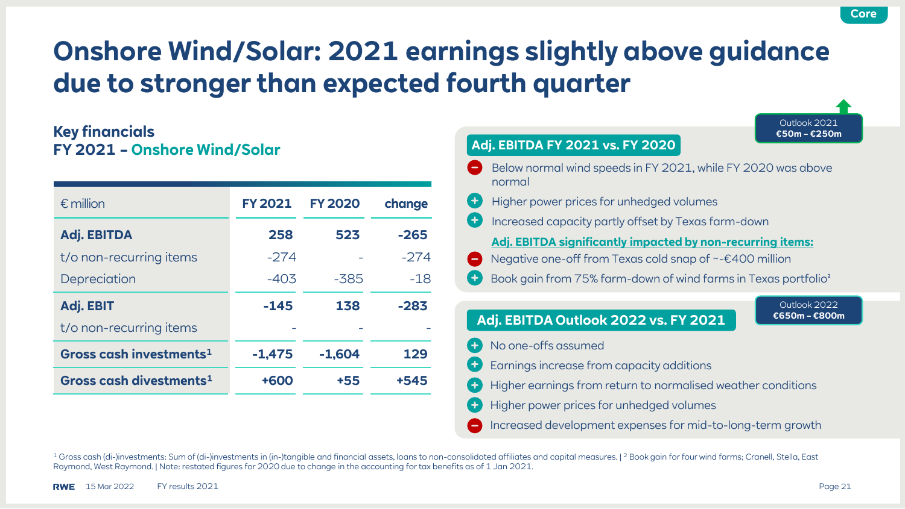Core

# Onshore Wind/Solar: 2021 earnings slightly above guidance due to stronger than expected fourth quarter

## Key financials FY 2021 – Onshore Wind/Solar

| € million | FY 2021 | FY 2020 | change |
|---|---|---|---|
| **Adj. EBITDA** | **258** | **523** | **-265** |
| t/o non-recurring items | -274 | - | -274 |
| Depreciation | -403 | -385 | -18 |
| **Adj. EBIT** | **-145** | **138** | **-283** |
| t/o non-recurring items | - | - | - |
| **Gross cash investments**[1] | **-1,475** | **-1,604** | **129** |
| **Gross cash divestments**[1] | **+600** | **+55** | **+545** |

**Outlook 2021 €50m - €250m**

### Adj. EBITDA FY 2021 vs. FY 2020

- − Below normal wind speeds in FY 2021, while FY 2020 was above normal
- \+ Higher power prices for unhedged volumes
- \+ Increased capacity partly offset by Texas farm-down

**Adj. EBITDA significantly impacted by non-recurring items:**

- − Negative one-off from Texas cold snap of ~-€400 million
- \+ Book gain from 75% farm-down of wind farms in Texas portfolio[2]

**Outlook 2022 €650m - €800m**

### Adj. EBITDA Outlook 2022 vs. FY 2021

- \+ No one-offs assumed
- \+ Earnings increase from capacity additions
- \+ Higher earnings from return to normalised weather conditions
- \+ Higher power prices for unhedged volumes
- − Increased development expenses for mid-to-long-term growth

[1] Gross cash (di-)investments: Sum of (di-)investments in (in-)tangible and financial assets, loans to non-consolidated affiliates and capital measures. | [2] Book gain for four wind farms; Cranell, Stella, East Raymond, West Raymond. | Note: restated figures for 2020 due to change in the accounting for tax benefits as of 1 Jan 2021.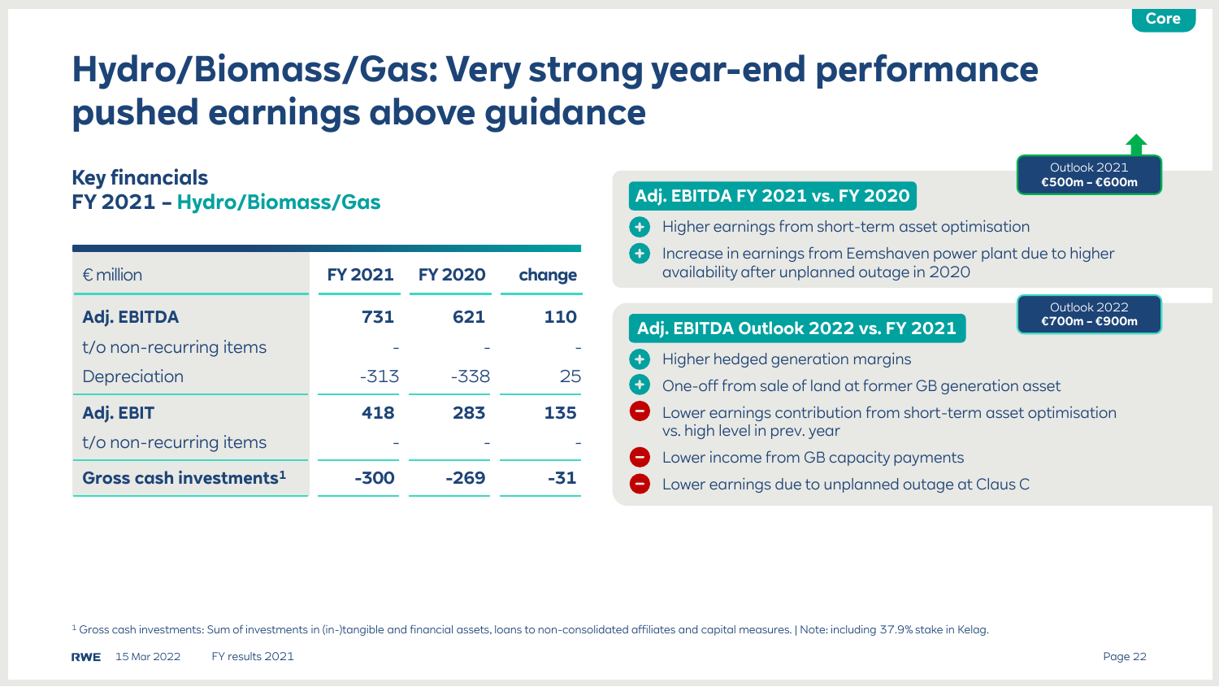# Hydro/Biomass/Gas: Very strong year-end performance pushed earnings above guidance

## Key financials
## FY 2021 – Hydro/Biomass/Gas

| € million | FY 2021 | FY 2020 | change |
|---|---|---|---|
| **Adj. EBITDA** | **731** | **621** | **110** |
| t/o non-recurring items | - | - | - |
| Depreciation | -313 | -338 | 25 |
| **Adj. EBIT** | **418** | **283** | **135** |
| t/o non-recurring items | - | - | - |
| **Gross cash investments[1]** | **-300** | **-269** | **-31** |

### Adj. EBITDA FY 2021 vs. FY 2020

Outlook 2021 **€500m – €600m**

- (+) Higher earnings from short-term asset optimisation
- (+) Increase in earnings from Eemshaven power plant due to higher availability after unplanned outage in 2020

### Adj. EBITDA Outlook 2022 vs. FY 2021

Outlook 2022 **€700m – €900m**

- (+) Higher hedged generation margins
- (+) One-off from sale of land at former GB generation asset
- (−) Lower earnings contribution from short-term asset optimisation vs. high level in prev. year
- (−) Lower income from GB capacity payments
- (−) Lower earnings due to unplanned outage at Claus C

[1] Gross cash investments: Sum of investments in (in-)tangible and financial assets, loans to non-consolidated affiliates and capital measures. | Note: including 37.9% stake in Kelag.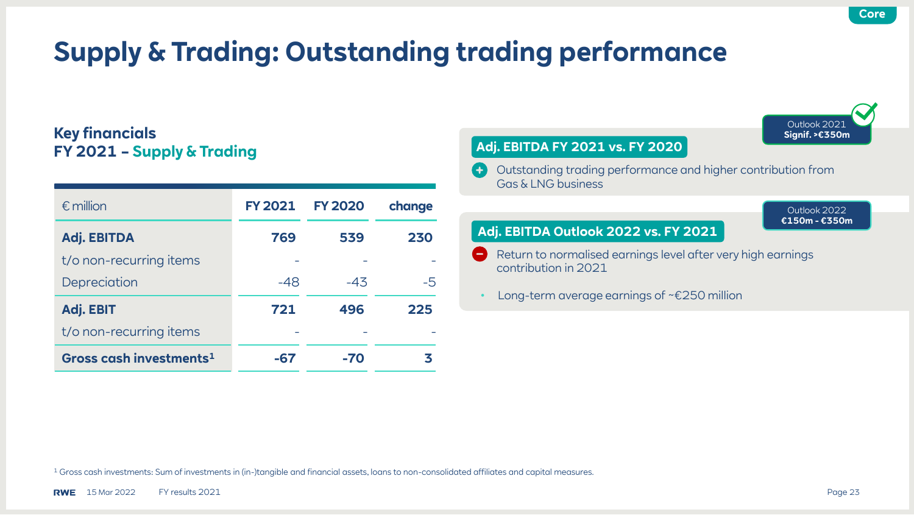Core

# Supply & Trading: Outstanding trading performance

## Key financials
## FY 2021 – Supply & Trading

| € million | FY 2021 | FY 2020 | change |
|---|---|---|---|
| **Adj. EBITDA** | **769** | **539** | **230** |
| t/o non-recurring items | - | - | - |
| Depreciation | -48 | -43 | -5 |
| **Adj. EBIT** | **721** | **496** | **225** |
| t/o non-recurring items | - | - | - |
| **Gross cash investments**[1] | **-67** | **-70** | **3** |

Outlook 2021
**Signif. >€350m**

### Adj. EBITDA FY 2021 vs. FY 2020

+ Outstanding trading performance and higher contribution from Gas & LNG business

Outlook 2022
**€150m - €350m**

### Adj. EBITDA Outlook 2022 vs. FY 2021

− Return to normalised earnings level after very high earnings contribution in 2021

- Long-term average earnings of ~€250 million

[1] Gross cash investments: Sum of investments in (in-)tangible and financial assets, loans to non-consolidated affiliates and capital measures.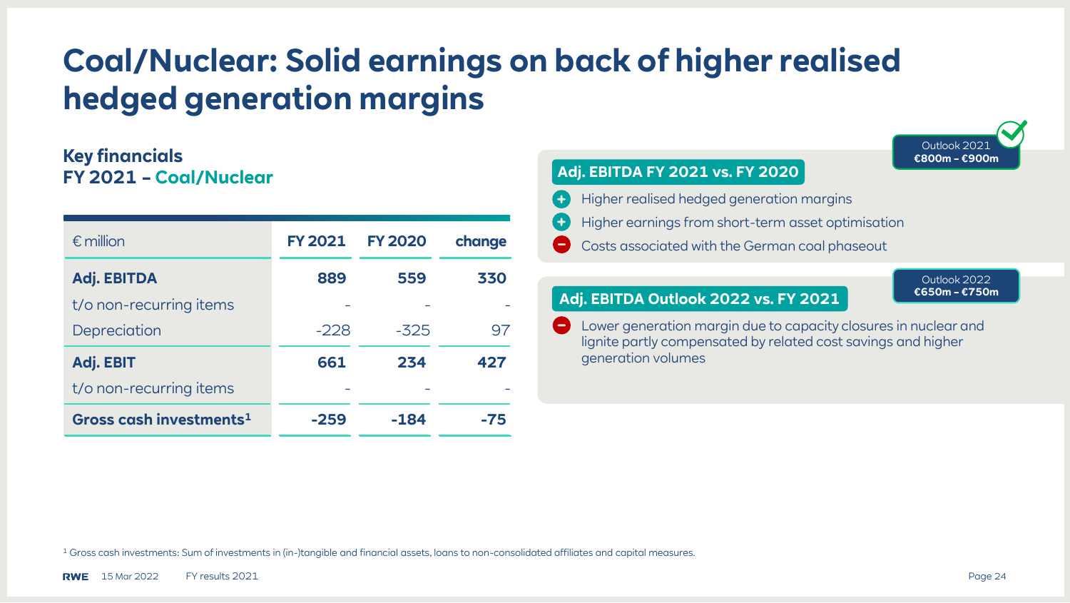# Coal/Nuclear: Solid earnings on back of higher realised hedged generation margins

## Key financials FY 2021 – Coal/Nuclear

| € million | FY 2021 | FY 2020 | change |
|---|---|---|---|
| **Adj. EBITDA** | **889** | **559** | **330** |
| t/o non-recurring items | - | - | - |
| Depreciation | -228 | -325 | 97 |
| **Adj. EBIT** | **661** | **234** | **427** |
| t/o non-recurring items | - | - | - |
| **Gross cash investments**[1] | **-259** | **-184** | **-75** |

**Outlook 2021**
**€800m – €900m**

### Adj. EBITDA FY 2021 vs. FY 2020

- (+) Higher realised hedged generation margins
- (+) Higher earnings from short-term asset optimisation
- (−) Costs associated with the German coal phaseout

**Outlook 2022**
**€650m – €750m**

### Adj. EBITDA Outlook 2022 vs. FY 2021

- (−) Lower generation margin due to capacity closures in nuclear and lignite partly compensated by related cost savings and higher generation volumes

[1] Gross cash investments: Sum of investments in (in-)tangible and financial assets, loans to non-consolidated affiliates and capital measures.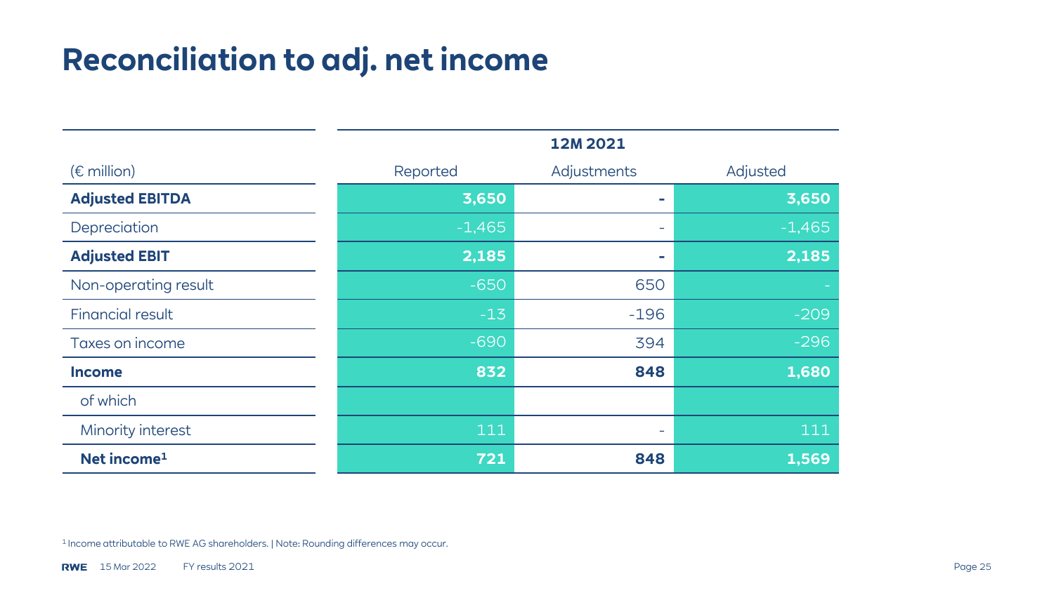# Reconciliation to adj. net income

| (€ million) | 12M 2021 | | |
|---|---|---|---|
| | Reported | Adjustments | Adjusted |
| **Adjusted EBITDA** | **3,650** | **-** | **3,650** |
| Depreciation | -1,465 | - | -1,465 |
| **Adjusted EBIT** | **2,185** | **-** | **2,185** |
| Non-operating result | -650 | 650 | - |
| Financial result | -13 | -196 | -209 |
| Taxes on income | -690 | 394 | -296 |
| **Income** | **832** | **848** | **1,680** |
| of which | | | |
| Minority interest | 111 | - | 111 |
| **Net income[1]** | **721** | **848** | **1,569** |

[1] Income attributable to RWE AG shareholders. | Note: Rounding differences may occur.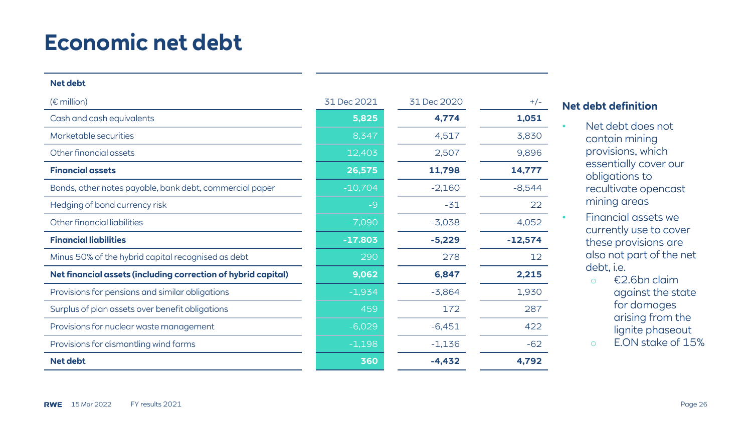# Economic net debt

| Net debt | | | |
|---|---|---|---|
| (€ million) | 31 Dec 2021 | 31 Dec 2020 | +/- |
| Cash and cash equivalents | **5,825** | **4,774** | **1,051** |
| Marketable securities | 8,347 | 4,517 | 3,830 |
| Other financial assets | 12,403 | 2,507 | 9,896 |
| **Financial assets** | **26,575** | **11,798** | **14,777** |
| Bonds, other notes payable, bank debt, commercial paper | -10,704 | -2,160 | -8,544 |
| Hedging of bond currency risk | -9 | -31 | 22 |
| Other financial liabilities | -7,090 | -3,038 | -4,052 |
| **Financial liabilities** | **-17.803** | **-5,229** | **-12,574** |
| Minus 50% of the hybrid capital recognised as debt | 290 | 278 | 12 |
| **Net financial assets (including correction of hybrid capital)** | **9,062** | **6,847** | **2,215** |
| Provisions for pensions and similar obligations | -1,934 | -3,864 | 1,930 |
| Surplus of plan assets over benefit obligations | 459 | 172 | 287 |
| Provisions for nuclear waste management | -6,029 | -6,451 | 422 |
| Provisions for dismantling wind farms | -1,198 | -1,136 | -62 |
| **Net debt** | **360** | **-4,432** | **4,792** |

## Net debt definition

- Net debt does not contain mining provisions, which essentially cover our obligations to recultivate opencast mining areas
- Financial assets we currently use to cover these provisions are also not part of the net debt, i.e.
  - €2.6bn claim against the state for damages arising from the lignite phaseout
  - E.ON stake of 15%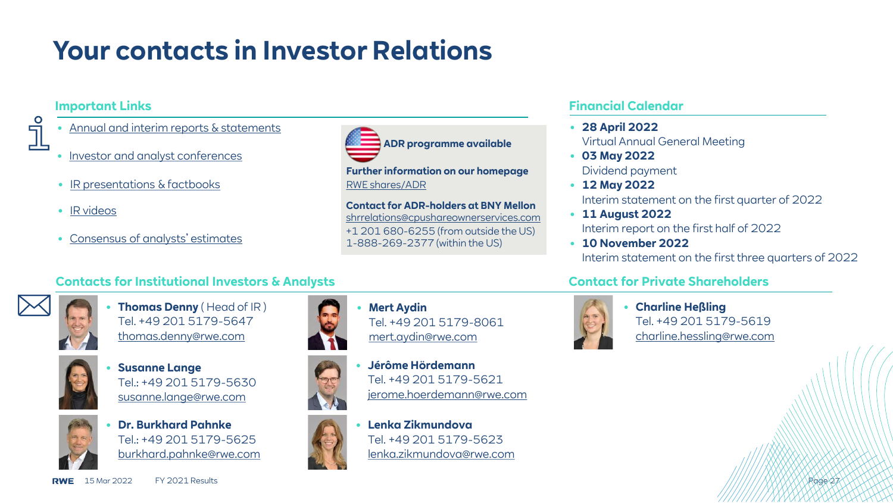# Your contacts in Investor Relations

## Important Links

- Annual and interim reports & statements
- Investor and analyst conferences
- IR presentations & factbooks
- IR videos
- Consensus of analysts' estimates

**ADR programme available**

**Further information on our homepage**
RWE shares/ADR

**Contact for ADR-holders at BNY Mellon**
shrrelations@cpushareownerservices.com
+1 201 680-6255 (from outside the US)
1-888-269-2377 (within the US)

## Financial Calendar

- **28 April 2022**
  Virtual Annual General Meeting
- **03 May 2022**
  Dividend payment
- **12 May 2022**
  Interim statement on the first quarter of 2022
- **11 August 2022**
  Interim report on the first half of 2022
- **10 November 2022**
  Interim statement on the first three quarters of 2022

## Contacts for Institutional Investors & Analysts

- **Thomas Denny** ( Head of IR )
  Tel. +49 201 5179-5647
  thomas.denny@rwe.com
- **Susanne Lange**
  Tel.: +49 201 5179-5630
  susanne.lange@rwe.com
- **Dr. Burkhard Pahnke**
  Tel.: +49 201 5179-5625
  burkhard.pahnke@rwe.com
- **Mert Aydin**
  Tel. +49 201 5179-8061
  mert.aydin@rwe.com
- **Jérôme Hördemann**
  Tel. +49 201 5179-5621
  jerome.hoerdemann@rwe.com
- **Lenka Zikmundova**
  Tel. +49 201 5179-5623
  lenka.zikmundova@rwe.com

## Contact for Private Shareholders

- **Charline Heßling**
  Tel. +49 201 5179-5619
  charline.hessling@rwe.com